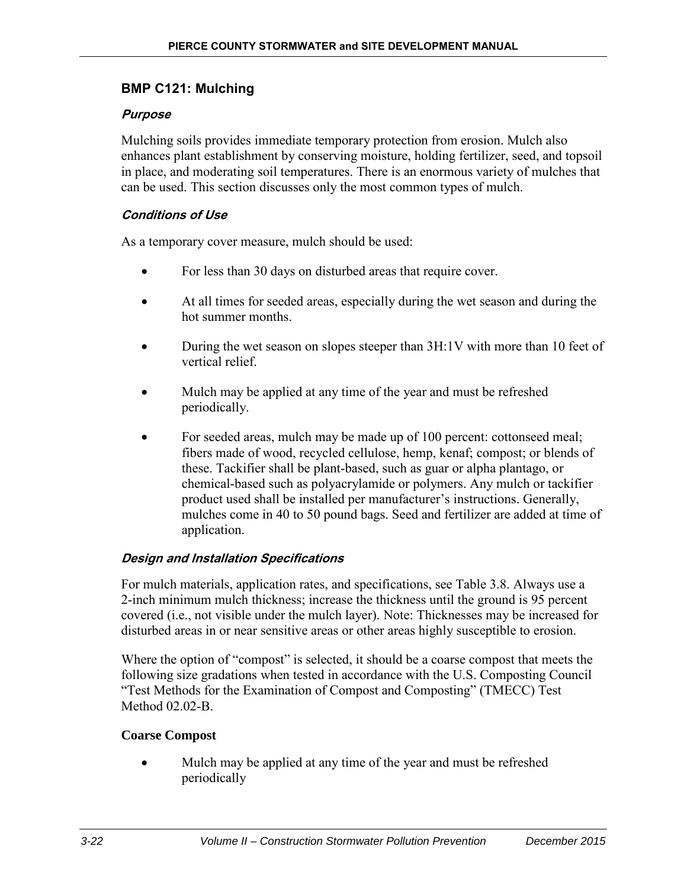## BMP C121: Mulching

### *Purpose*

Mulching soils provides immediate temporary protection from erosion. Mulch also enhances plant establishment by conserving moisture, holding fertilizer, seed, and topsoil in place, and moderating soil temperatures. There is an enormous variety of mulches that can be used. This section discusses only the most common types of mulch.

### *Conditions of Use*

As a temporary cover measure, mulch should be used:

- For less than 30 days on disturbed areas that require cover.
- At all times for seeded areas, especially during the wet season and during the hot summer months.
- During the wet season on slopes steeper than 3H:1V with more than 10 feet of vertical relief.
- Mulch may be applied at any time of the year and must be refreshed periodically.
- For seeded areas, mulch may be made up of 100 percent: cottonseed meal; fibers made of wood, recycled cellulose, hemp, kenaf; compost; or blends of these. Tackifier shall be plant-based, such as guar or alpha plantago, or chemical-based such as polyacrylamide or polymers. Any mulch or tackifier product used shall be installed per manufacturer's instructions. Generally, mulches come in 40 to 50 pound bags. Seed and fertilizer are added at time of application.

### *Design and Installation Specifications*

For mulch materials, application rates, and specifications, see Table 3.8. Always use a 2-inch minimum mulch thickness; increase the thickness until the ground is 95 percent covered (i.e., not visible under the mulch layer). Note: Thicknesses may be increased for disturbed areas in or near sensitive areas or other areas highly susceptible to erosion.

Where the option of "compost" is selected, it should be a coarse compost that meets the following size gradations when tested in accordance with the U.S. Composting Council "Test Methods for the Examination of Compost and Composting" (TMECC) Test Method 02.02-B.

**Coarse Compost**

- Mulch may be applied at any time of the year and must be refreshed periodically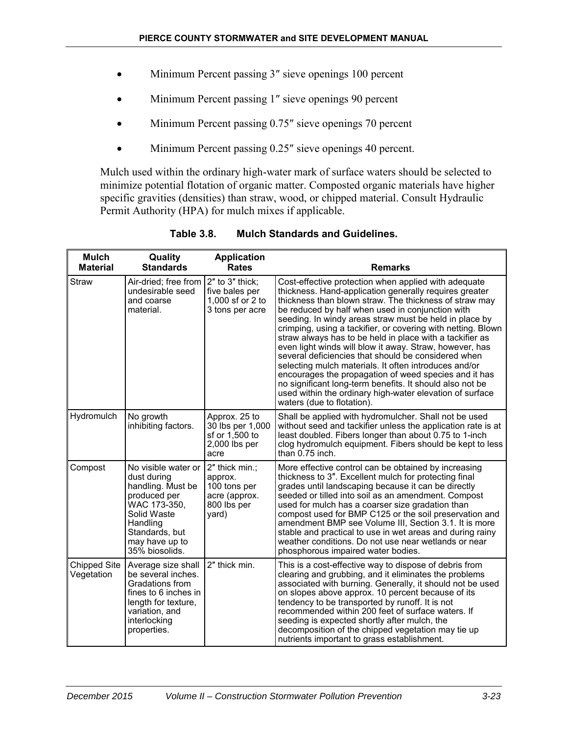- Minimum Percent passing 3″ sieve openings 100 percent
- Minimum Percent passing 1″ sieve openings 90 percent
- Minimum Percent passing 0.75″ sieve openings 70 percent
- Minimum Percent passing 0.25″ sieve openings 40 percent.

Mulch used within the ordinary high-water mark of surface waters should be selected to minimize potential flotation of organic matter. Composted organic materials have higher specific gravities (densities) than straw, wood, or chipped material. Consult Hydraulic Permit Authority (HPA) for mulch mixes if applicable.

**Table 3.8. Mulch Standards and Guidelines.**

| Mulch Material | Quality Standards | Application Rates | Remarks |
|---|---|---|---|
| Straw | Air-dried; free from undesirable seed and coarse material. | 2″ to 3″ thick; five bales per 1,000 sf or 2 to 3 tons per acre | Cost-effective protection when applied with adequate thickness. Hand-application generally requires greater thickness than blown straw. The thickness of straw may be reduced by half when used in conjunction with seeding. In windy areas straw must be held in place by crimping, using a tackifier, or covering with netting. Blown straw always has to be held in place with a tackifier as even light winds will blow it away. Straw, however, has several deficiencies that should be considered when selecting mulch materials. It often introduces and/or encourages the propagation of weed species and it has no significant long-term benefits. It should also not be used within the ordinary high-water elevation of surface waters (due to flotation). |
| Hydromulch | No growth inhibiting factors. | Approx. 25 to 30 lbs per 1,000 sf or 1,500 to 2,000 lbs per acre | Shall be applied with hydromulcher. Shall not be used without seed and tackifier unless the application rate is at least doubled. Fibers longer than about 0.75 to 1-inch clog hydromulch equipment. Fibers should be kept to less than 0.75 inch. |
| Compost | No visible water or dust during handling. Must be produced per WAC 173-350, Solid Waste Handling Standards, but may have up to 35% biosolids. | 2″ thick min.; approx. 100 tons per acre (approx. 800 lbs per yard) | More effective control can be obtained by increasing thickness to 3″. Excellent mulch for protecting final grades until landscaping because it can be directly seeded or tilled into soil as an amendment. Compost used for mulch has a coarser size gradation than compost used for BMP C125 or the soil preservation and amendment BMP see Volume III, Section 3.1. It is more stable and practical to use in wet areas and during rainy weather conditions. Do not use near wetlands or near phosphorous impaired water bodies. |
| Chipped Site Vegetation | Average size shall be several inches. Gradations from fines to 6 inches in length for texture, variation, and interlocking properties. | 2″ thick min. | This is a cost-effective way to dispose of debris from clearing and grubbing, and it eliminates the problems associated with burning. Generally, it should not be used on slopes above approx. 10 percent because of its tendency to be transported by runoff. It is not recommended within 200 feet of surface waters. If seeding is expected shortly after mulch, the decomposition of the chipped vegetation may tie up nutrients important to grass establishment. |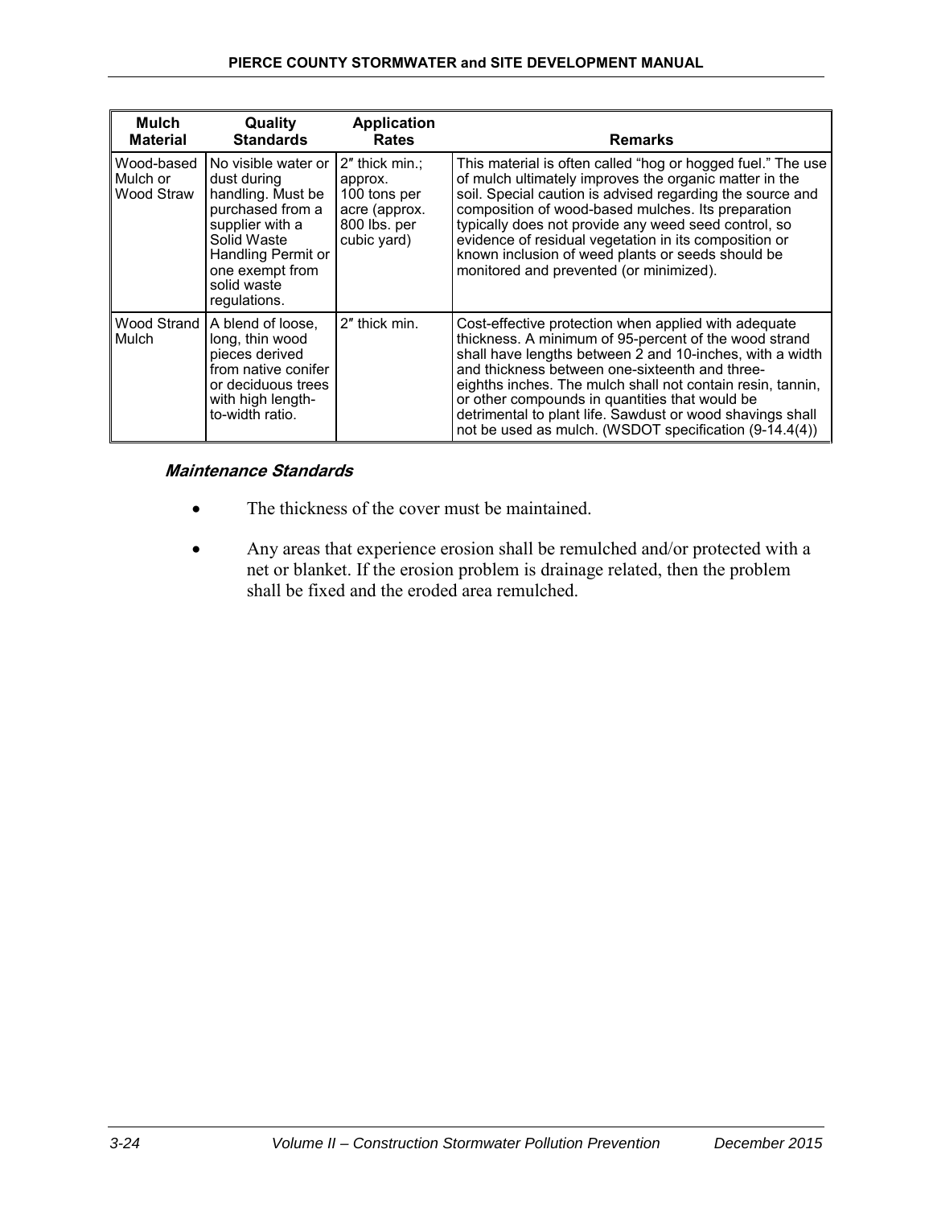| Mulch Material | Quality Standards | Application Rates | Remarks |
|---|---|---|---|
| Wood-based Mulch or Wood Straw | No visible water or dust during handling. Must be purchased from a supplier with a Solid Waste Handling Permit or one exempt from solid waste regulations. | 2″ thick min.; approx. 100 tons per acre (approx. 800 lbs. per cubic yard) | This material is often called "hog or hogged fuel." The use of mulch ultimately improves the organic matter in the soil. Special caution is advised regarding the source and composition of wood-based mulches. Its preparation typically does not provide any weed seed control, so evidence of residual vegetation in its composition or known inclusion of weed plants or seeds should be monitored and prevented (or minimized). |
| Wood Strand Mulch | A blend of loose, long, thin wood pieces derived from native conifer or deciduous trees with high length-to-width ratio. | 2″ thick min. | Cost-effective protection when applied with adequate thickness. A minimum of 95-percent of the wood strand shall have lengths between 2 and 10-inches, with a width and thickness between one-sixteenth and three-eighths inches. The mulch shall not contain resin, tannin, or other compounds in quantities that would be detrimental to plant life. Sawdust or wood shavings shall not be used as mulch. (WSDOT specification (9-14.4(4)) |

***Maintenance Standards***

- The thickness of the cover must be maintained.
- Any areas that experience erosion shall be remulched and/or protected with a net or blanket. If the erosion problem is drainage related, then the problem shall be fixed and the eroded area remulched.